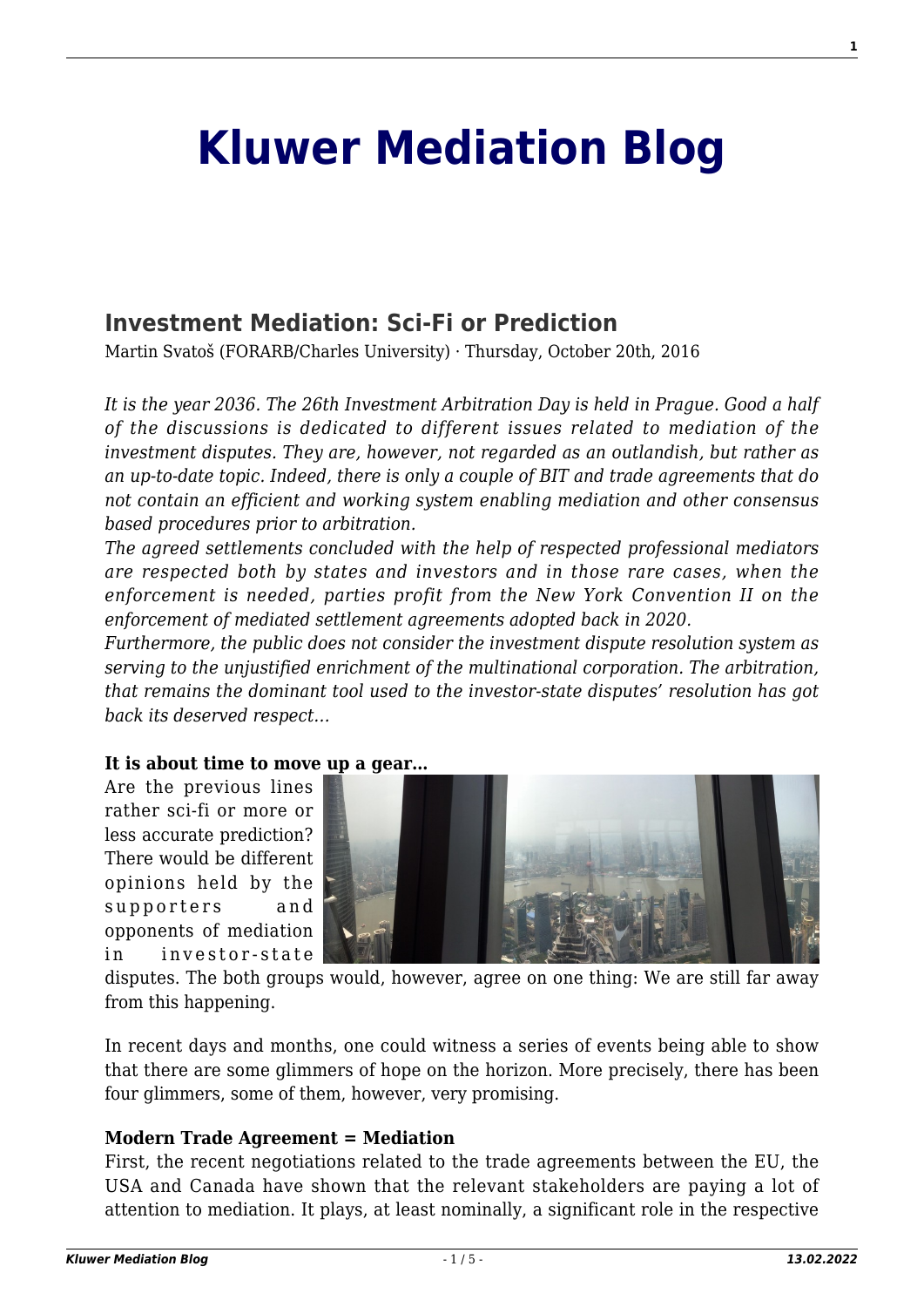# Kluwer Mediation Blog

## Investment Mediation: Sci-Fi or Prediction

Martin Svatoš (FORARB/Charles University) · Thursday, October 20th, 2016

*It is the year 2036. The 26th Investment Arbitration Day is held in Prague. Good a half of the discussions is dedicated to different issues related to mediation of the investment disputes. They are, however, not regarded as an outlandish, but rather as an up-to-date topic. Indeed, there is only a couple of BIT and trade agreements that do not contain an efficient and working system enabling mediation and other consensus based procedures prior to arbitration.*

*The agreed settlements concluded with the help of respected professional mediators are respected both by states and investors and in those rare cases, when the enforcement is needed, parties profit from the New York Convention II on the enforcement of mediated settlement agreements adopted back in 2020.*

*Furthermore, the public does not consider the investment dispute resolution system as serving to the unjustified enrichment of the multinational corporation. The arbitration, that remains the dominant tool used to the investor-state disputes' resolution has got back its deserved respect…*

**It is about time to move up a gear…**

Are the previous lines rather sci-fi or more or less accurate prediction? There would be different opinions held by the supporters and opponents of mediation in investor-state disputes. The both groups would, however, agree on one thing: We are still far away from this happening.

In recent days and months, one could witness a series of events being able to show that there are some glimmers of hope on the horizon. More precisely, there has been four glimmers, some of them, however, very promising.

**Modern Trade Agreement = Mediation**

First, the recent negotiations related to the trade agreements between the EU, the USA and Canada have shown that the relevant stakeholders are paying a lot of attention to mediation. It plays, at least nominally, a significant role in the respective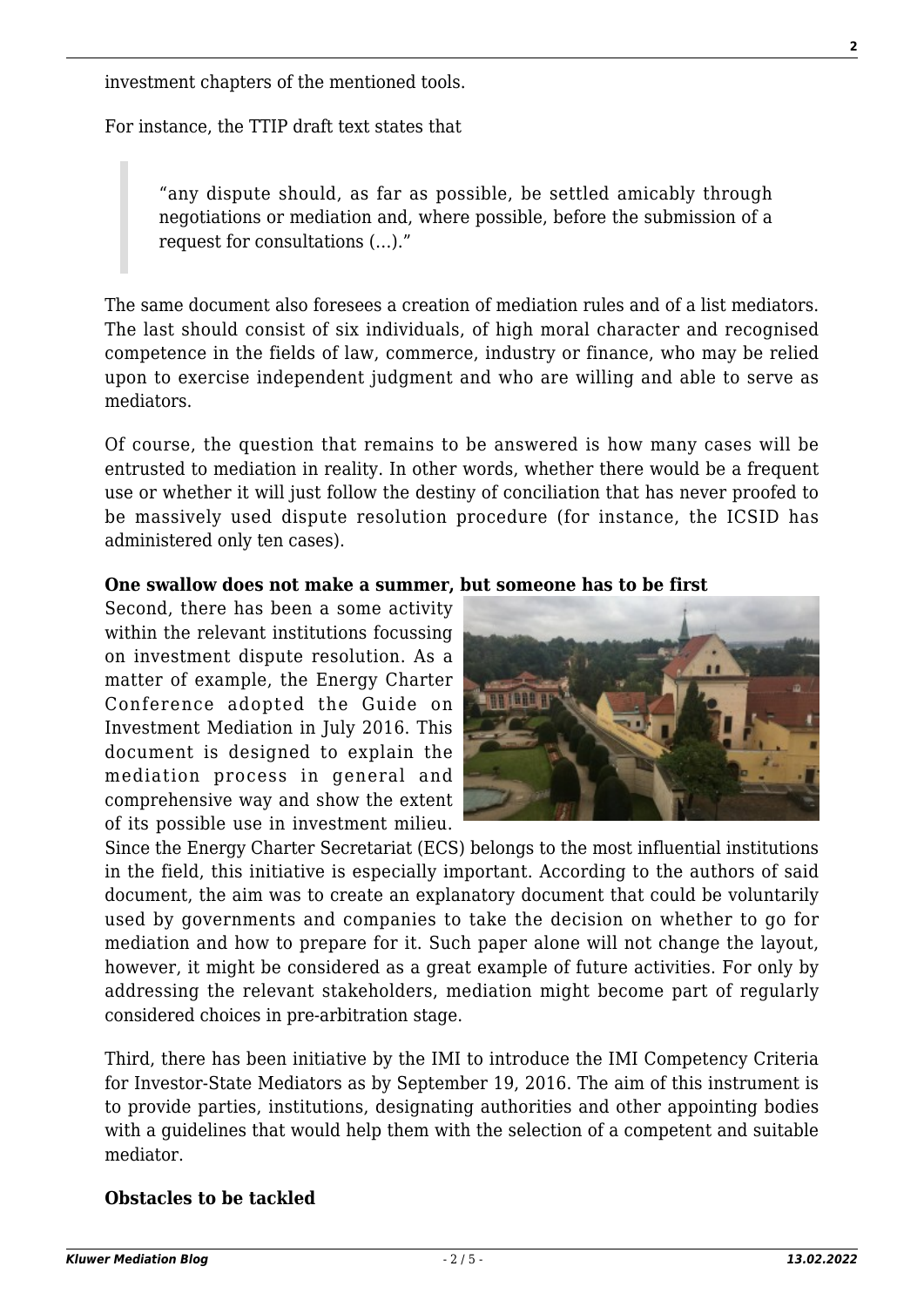investment chapters of the mentioned tools.

For instance, the TTIP draft text states that

> "any dispute should, as far as possible, be settled amicably through negotiations or mediation and, where possible, before the submission of a request for consultations (…)."

The same document also foresees a creation of mediation rules and of a list mediators. The last should consist of six individuals, of high moral character and recognised competence in the fields of law, commerce, industry or finance, who may be relied upon to exercise independent judgment and who are willing and able to serve as mediators.

Of course, the question that remains to be answered is how many cases will be entrusted to mediation in reality. In other words, whether there would be a frequent use or whether it will just follow the destiny of conciliation that has never proofed to be massively used dispute resolution procedure (for instance, the ICSID has administered only ten cases).

**One swallow does not make a summer, but someone has to be first**

Second, there has been a some activity within the relevant institutions focussing on investment dispute resolution. As a matter of example, the Energy Charter Conference adopted the Guide on Investment Mediation in July 2016. This document is designed to explain the mediation process in general and comprehensive way and show the extent of its possible use in investment milieu. Since the Energy Charter Secretariat (ECS) belongs to the most influential institutions in the field, this initiative is especially important. According to the authors of said document, the aim was to create an explanatory document that could be voluntarily used by governments and companies to take the decision on whether to go for mediation and how to prepare for it. Such paper alone will not change the layout, however, it might be considered as a great example of future activities. For only by addressing the relevant stakeholders, mediation might become part of regularly considered choices in pre-arbitration stage.

Third, there has been initiative by the IMI to introduce the IMI Competency Criteria for Investor-State Mediators as by September 19, 2016. The aim of this instrument is to provide parties, institutions, designating authorities and other appointing bodies with a guidelines that would help them with the selection of a competent and suitable mediator.

**Obstacles to be tackled**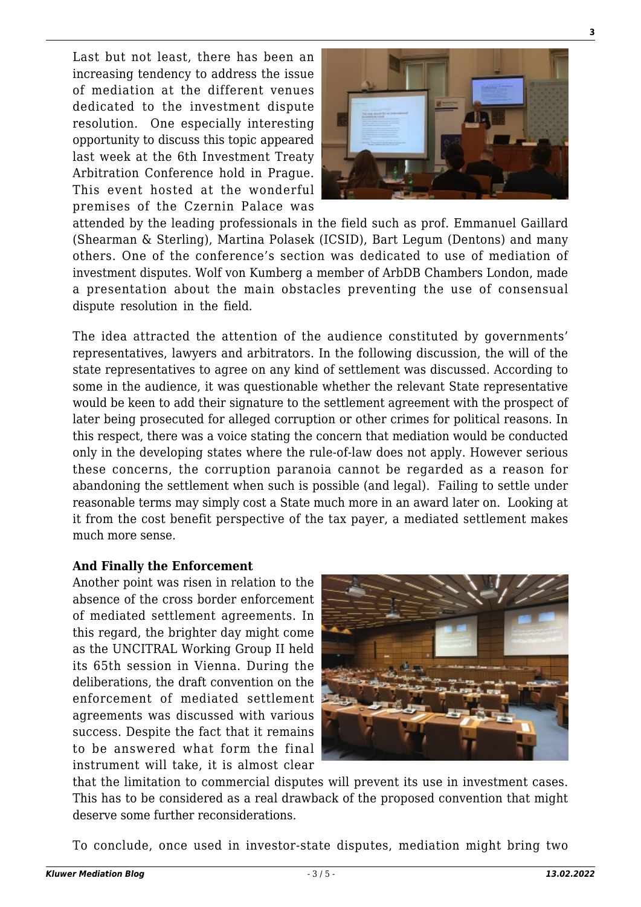Last but not least, there has been an increasing tendency to address the issue of mediation at the different venues dedicated to the investment dispute resolution. One especially interesting opportunity to discuss this topic appeared last week at the 6th Investment Treaty Arbitration Conference hold in Prague. This event hosted at the wonderful premises of the Czernin Palace was attended by the leading professionals in the field such as prof. Emmanuel Gaillard (Shearman & Sterling), Martina Polasek (ICSID), Bart Legum (Dentons) and many others. One of the conference's section was dedicated to use of mediation of investment disputes. Wolf von Kumberg a member of ArbDB Chambers London, made a presentation about the main obstacles preventing the use of consensual dispute resolution in the field.

The idea attracted the attention of the audience constituted by governments' representatives, lawyers and arbitrators. In the following discussion, the will of the state representatives to agree on any kind of settlement was discussed. According to some in the audience, it was questionable whether the relevant State representative would be keen to add their signature to the settlement agreement with the prospect of later being prosecuted for alleged corruption or other crimes for political reasons. In this respect, there was a voice stating the concern that mediation would be conducted only in the developing states where the rule-of-law does not apply. However serious these concerns, the corruption paranoia cannot be regarded as a reason for abandoning the settlement when such is possible (and legal). Failing to settle under reasonable terms may simply cost a State much more in an award later on. Looking at it from the cost benefit perspective of the tax payer, a mediated settlement makes much more sense.

**And Finally the Enforcement**

Another point was risen in relation to the absence of the cross border enforcement of mediated settlement agreements. In this regard, the brighter day might come as the UNCITRAL Working Group II held its 65th session in Vienna. During the deliberations, the draft convention on the enforcement of mediated settlement agreements was discussed with various success. Despite the fact that it remains to be answered what form the final instrument will take, it is almost clear that the limitation to commercial disputes will prevent its use in investment cases. This has to be considered as a real drawback of the proposed convention that might deserve some further reconsiderations.

To conclude, once used in investor-state disputes, mediation might bring two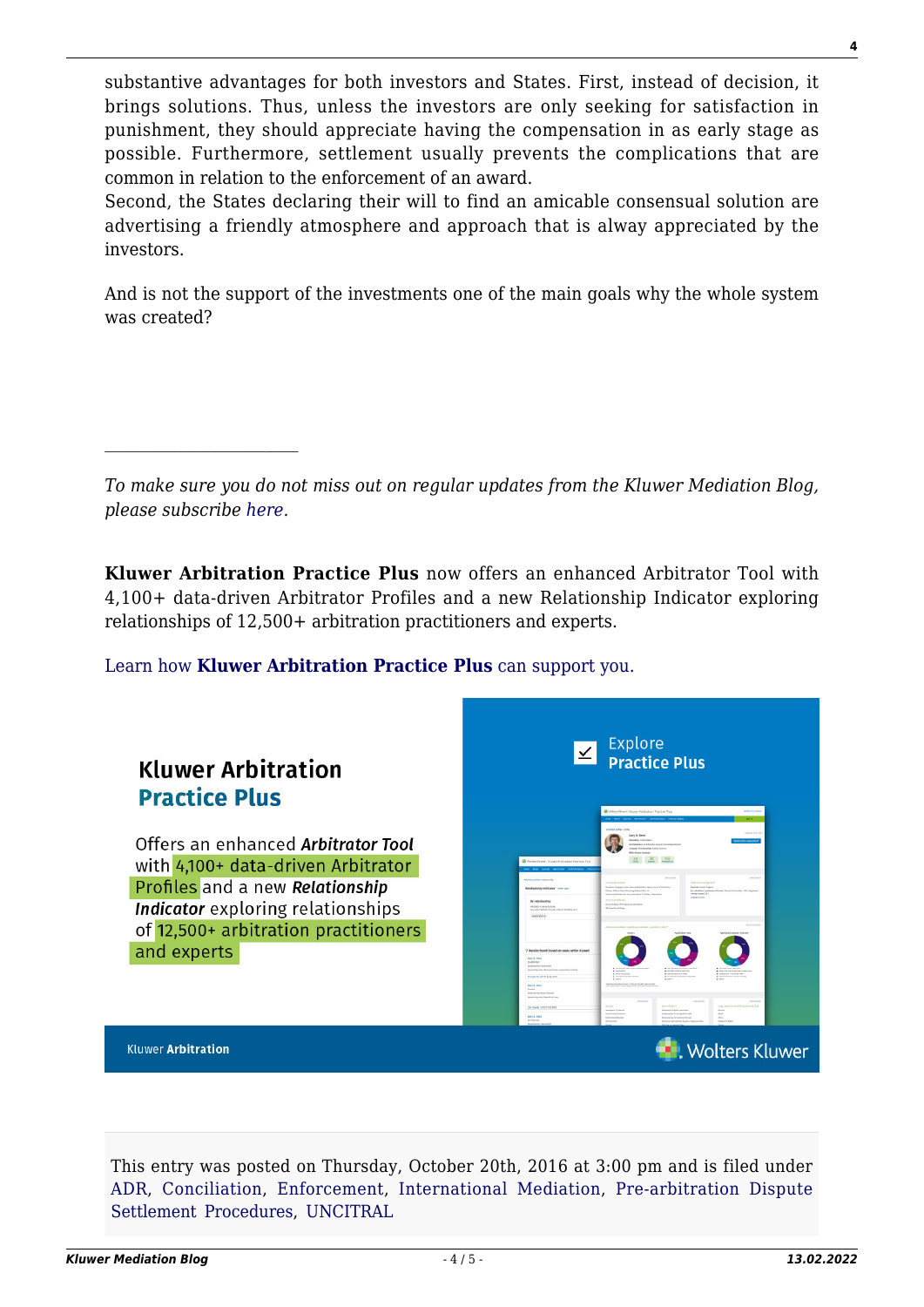substantive advantages for both investors and States. First, instead of decision, it brings solutions. Thus, unless the investors are only seeking for satisfaction in punishment, they should appreciate having the compensation in as early stage as possible. Furthermore, settlement usually prevents the complications that are common in relation to the enforcement of an award.
Second, the States declaring their will to find an amicable consensual solution are advertising a friendly atmosphere and approach that is alway appreciated by the investors.

And is not the support of the investments one of the main goals why the whole system was created?

---

*To make sure you do not miss out on regular updates from the Kluwer Mediation Blog, please subscribe here.*

**Kluwer Arbitration Practice Plus** now offers an enhanced Arbitrator Tool with 4,100+ data-driven Arbitrator Profiles and a new Relationship Indicator exploring relationships of 12,500+ arbitration practitioners and experts.

Learn how **Kluwer Arbitration Practice Plus** can support you.

This entry was posted on Thursday, October 20th, 2016 at 3:00 pm and is filed under ADR, Conciliation, Enforcement, International Mediation, Pre-arbitration Dispute Settlement Procedures, UNCITRAL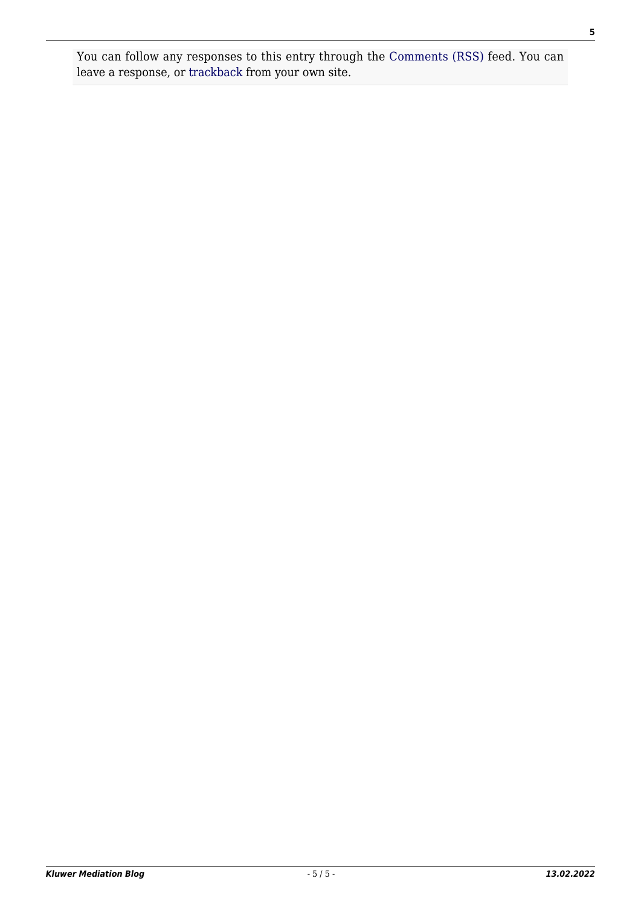You can follow any responses to this entry through the Comments (RSS) feed. You can leave a response, or trackback from your own site.